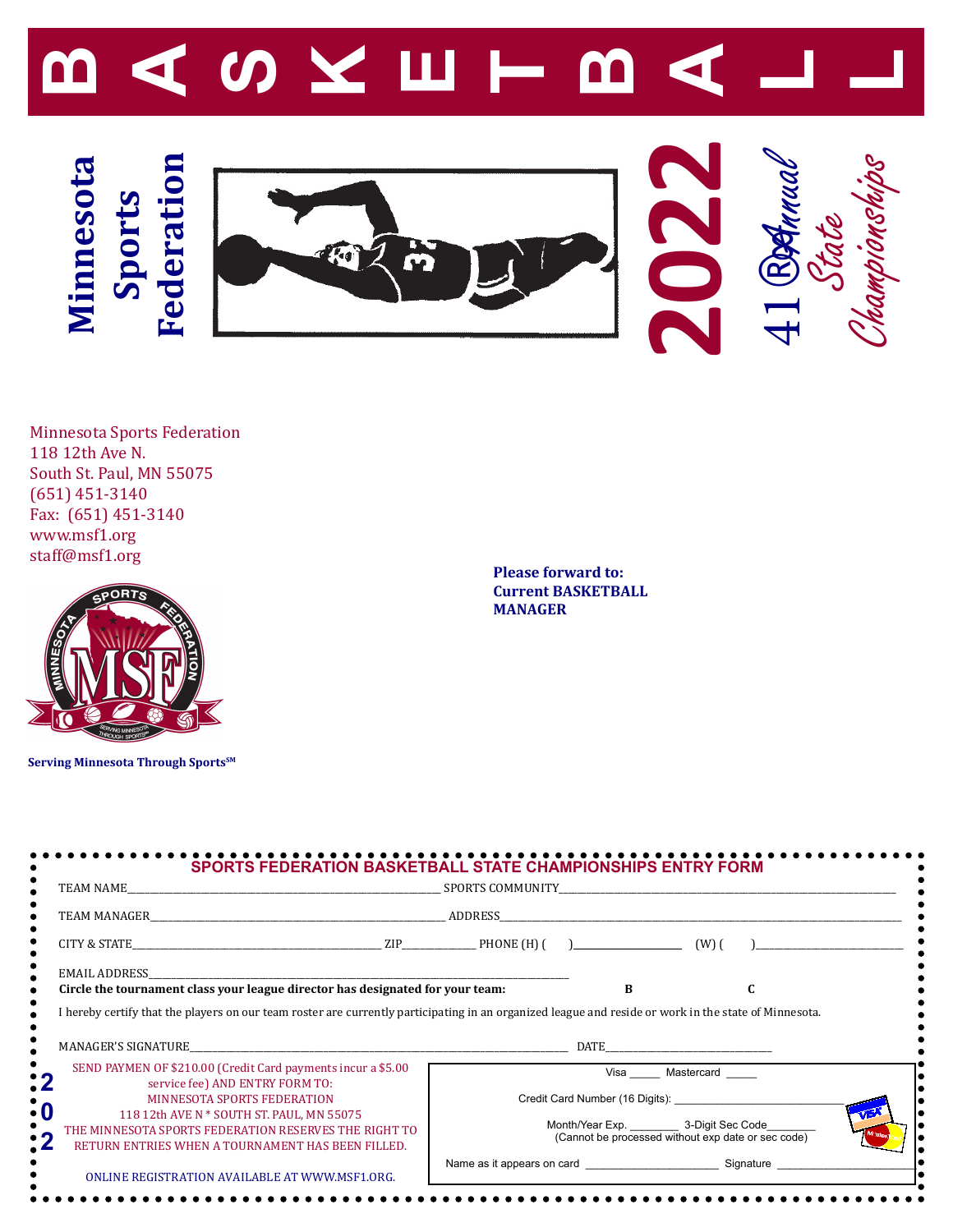# BASKETBALL

**Minnesota Sports Federation**

# 2022

*41 Annual State Championships*

Minnesota Sports Federation
118 12th Ave N.
South St. Paul, MN 55075
(651) 451-3140
Fax: (651) 451-3140
www.msf1.org
staff@msf1.org

**Please forward to:**
**Current BASKETBALL MANAGER**

**Serving Minnesota Through Sports[SM]**

## SPORTS FEDERATION BASKETBALL STATE CHAMPIONSHIPS ENTRY FORM

TEAM NAME\_\_\_\_\_\_\_\_\_\_\_\_\_\_\_\_\_\_\_\_\_\_\_\_\_\_\_\_\_\_ SPORTS COMMUNITY\_\_\_\_\_\_\_\_\_\_\_\_\_\_\_\_\_\_\_\_\_\_\_\_\_\_\_\_\_\_

TEAM MANAGER\_\_\_\_\_\_\_\_\_\_\_\_\_\_\_\_\_\_\_\_\_\_\_\_\_\_\_\_\_\_ ADDRESS\_\_\_\_\_\_\_\_\_\_\_\_\_\_\_\_\_\_\_\_\_\_\_\_\_\_\_\_\_\_

CITY & STATE\_\_\_\_\_\_\_\_\_\_\_\_\_\_\_\_\_\_\_\_ ZIP\_\_\_\_\_\_\_\_ PHONE (H) (     )\_\_\_\_\_\_\_\_\_\_\_\_ (W) (     )\_\_\_\_\_\_\_\_\_\_\_\_

EMAIL ADDRESS\_\_\_\_\_\_\_\_\_\_\_\_\_\_\_\_\_\_\_\_\_\_\_\_\_\_\_\_\_\_

**Circle the tournament class your league director has designated for your team:** **B** **C**

I hereby certify that the players on our team roster are currently participating in an organized league and reside or work in the state of Minnesota.

MANAGER'S SIGNATURE\_\_\_\_\_\_\_\_\_\_\_\_\_\_\_\_\_\_\_\_\_\_\_\_\_\_\_\_\_\_ DATE\_\_\_\_\_\_\_\_\_\_\_\_\_\_\_\_\_\_\_\_

SEND PAYMEN OF $210.00 (Credit Card payments incur a $5.00 service fee) AND ENTRY FORM TO:
MINNESOTA SPORTS FEDERATION
118 12th AVE N * SOUTH ST. PAUL, MN 55075
THE MINNESOTA SPORTS FEDERATION RESERVES THE RIGHT TO RETURN ENTRIES WHEN A TOURNAMENT HAS BEEN FILLED.

ONLINE REGISTRATION AVAILABLE AT WWW.MSF1.ORG.

Visa \_\_\_\_\_ Mastercard \_\_\_\_\_

Credit Card Number (16 Digits): \_\_\_\_\_\_\_\_\_\_\_\_\_\_\_\_\_\_\_\_\_\_\_\_\_\_\_\_\_\_

Month/Year Exp. \_\_\_\_\_\_\_\_ 3-Digit Sec Code\_\_\_\_\_\_\_\_
(Cannot be processed without exp date or sec code)

Name as it appears on card \_\_\_\_\_\_\_\_\_\_\_\_\_\_\_\_\_\_\_\_ Signature \_\_\_\_\_\_\_\_\_\_\_\_\_\_\_\_\_\_\_\_

2022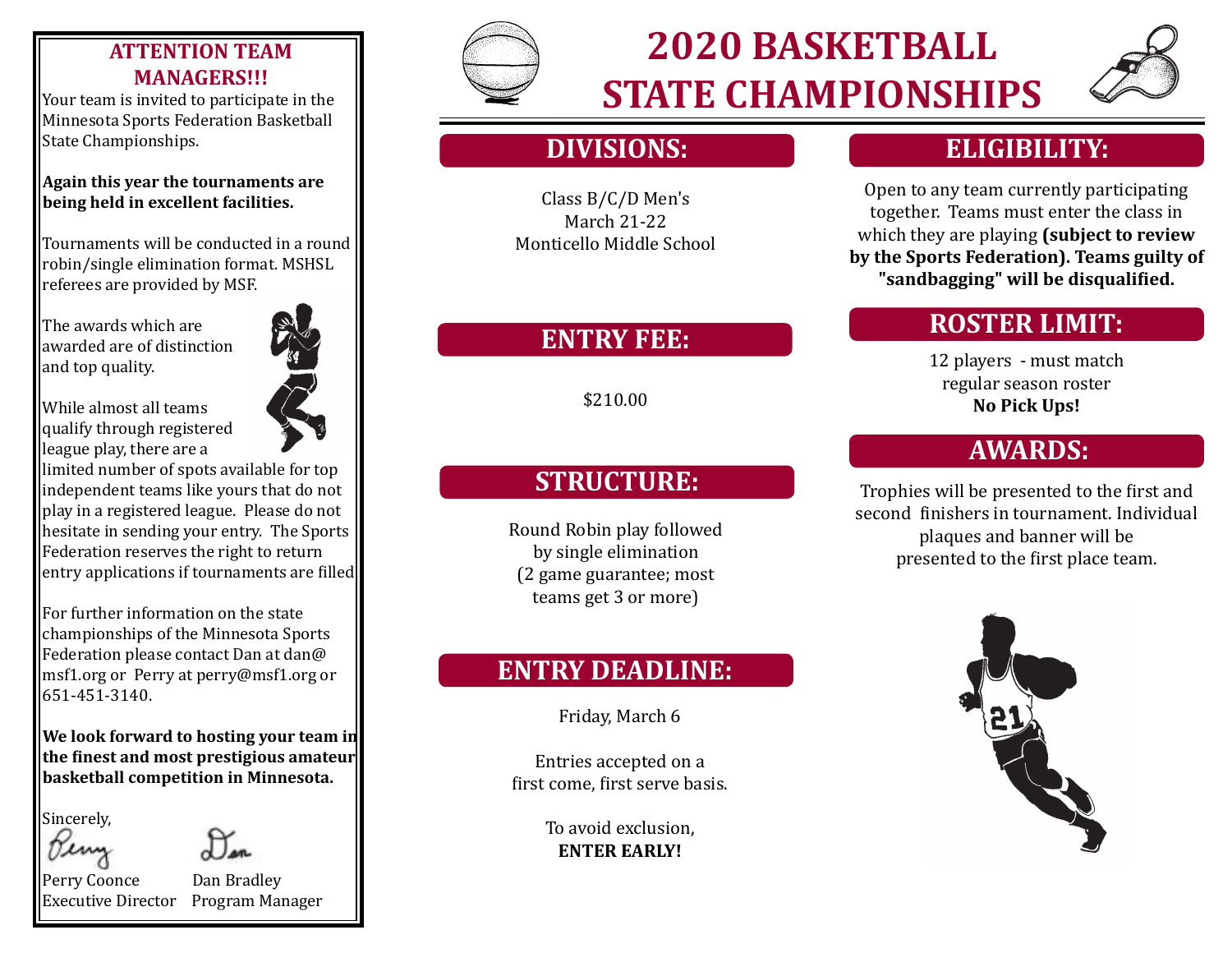**ATTENTION TEAM MANAGERS!!!**

Your team is invited to participate in the Minnesota Sports Federation Basketball State Championships.

**Again this year the tournaments are being held in excellent facilities.**

Tournaments will be conducted in a round robin/single elimination format. MSHSL referees are provided by MSF.

The awards which are awarded are of distinction and top quality.

While almost all teams qualify through registered league play, there are a limited number of spots available for top independent teams like yours that do not play in a registered league. Please do not hesitate in sending your entry. The Sports Federation reserves the right to return entry applications if tournaments are filled.

For further information on the state championships of the Minnesota Sports Federation please contact Dan at dan@msf1.org or Perry at perry@msf1.org or 651-451-3140.

**We look forward to hosting your team in the finest and most prestigious amateur basketball competition in Minnesota.**

Sincerely,

Perry Coonce — Executive Director
Dan Bradley — Program Manager

# 2020 BASKETBALL STATE CHAMPIONSHIPS

## DIVISIONS:

Class B/C/D Men's
March 21-22
Monticello Middle School

## ENTRY FEE:

$210.00

## STRUCTURE:

Round Robin play followed by single elimination (2 game guarantee; most teams get 3 or more)

## ENTRY DEADLINE:

Friday, March 6

Entries accepted on a first come, first serve basis.

To avoid exclusion,
**ENTER EARLY!**

## ELIGIBILITY:

Open to any team currently participating together. Teams must enter the class in which they are playing **(subject to review by the Sports Federation). Teams guilty of "sandbagging" will be disqualified.**

## ROSTER LIMIT:

12 players - must match regular season roster
**No Pick Ups!**

## AWARDS:

Trophies will be presented to the first and second finishers in tournament. Individual plaques and banner will be presented to the first place team.